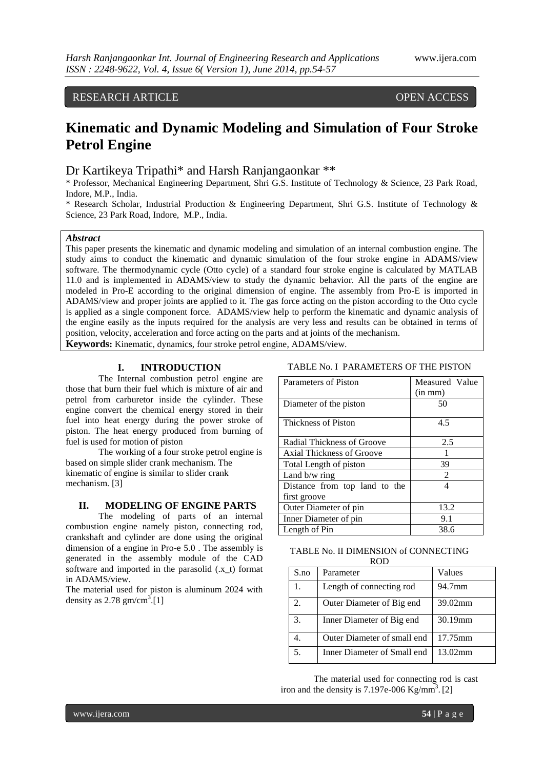RESEARCH ARTICLE OPEN ACCESS

# Kinematic and Dynamic Modeling and Simulation of Four Stroke Petrol Engine

Dr Kartikeya Tripathi* and Harsh Ranjangaonkar **

\* Professor, Mechanical Engineering Department, Shri G.S. Institute of Technology & Science, 23 Park Road, Indore, M.P., India.

\* Research Scholar, Industrial Production & Engineering Department, Shri G.S. Institute of Technology & Science, 23 Park Road, Indore, M.P., India.

***Abstract***

This paper presents the kinematic and dynamic modeling and simulation of an internal combustion engine. The study aims to conduct the kinematic and dynamic simulation of the four stroke engine in ADAMS/view software. The thermodynamic cycle (Otto cycle) of a standard four stroke engine is calculated by MATLAB 11.0 and is implemented in ADAMS/view to study the dynamic behavior. All the parts of the engine are modeled in Pro-E according to the original dimension of engine. The assembly from Pro-E is imported in ADAMS/view and proper joints are applied to it. The gas force acting on the piston according to the Otto cycle is applied as a single component force. ADAMS/view help to perform the kinematic and dynamic analysis of the engine easily as the inputs required for the analysis are very less and results can be obtained in terms of position, velocity, acceleration and force acting on the parts and at joints of the mechanism.

**Keywords:** Kinematic, dynamics, four stroke petrol engine, ADAMS/view.

## I. INTRODUCTION

The Internal combustion petrol engine are those that burn their fuel which is mixture of air and petrol from carburetor inside the cylinder. These engine convert the chemical energy stored in their fuel into heat energy during the power stroke of piston. The heat energy produced from burning of fuel is used for motion of piston

The working of a four stroke petrol engine is based on simple slider crank mechanism. The kinematic of engine is similar to slider crank mechanism. [3]

## II. MODELING OF ENGINE PARTS

The modeling of parts of an internal combustion engine namely piston, connecting rod, crankshaft and cylinder are done using the original dimension of a engine in Pro-e 5.0 . The assembly is generated in the assembly module of the CAD software and imported in the parasolid (.x_t) format in ADAMS/view.

The material used for piston is aluminum 2024 with density as 2.78 gm/cm$^3$.[1]

TABLE No. I PARAMETERS OF THE PISTON

| Parameters of Piston | Measured Value (in mm) |
|---|---|
| Diameter of the piston | 50 |
| Thickness of Piston | 4.5 |
| Radial Thickness of Groove | 2.5 |
| Axial Thickness of Groove | 1 |
| Total Length of piston | 39 |
| Land b/w ring | 2 |
| Distance from top land to the first groove | 4 |
| Outer Diameter of pin | 13.2 |
| Inner Diameter of pin | 9.1 |
| Length of Pin | 38.6 |

TABLE No. II DIMENSION of CONNECTING ROD

| S.no | Parameter | Values |
|---|---|---|
| 1. | Length of connecting rod | 94.7mm |
| 2. | Outer Diameter of Big end | 39.02mm |
| 3. | Inner Diameter of Big end | 30.19mm |
| 4. | Outer Diameter of small end | 17.75mm |
| 5. | Inner Diameter of Small end | 13.02mm |

The material used for connecting rod is cast iron and the density is 7.197e-006 Kg/mm$^3$. [2]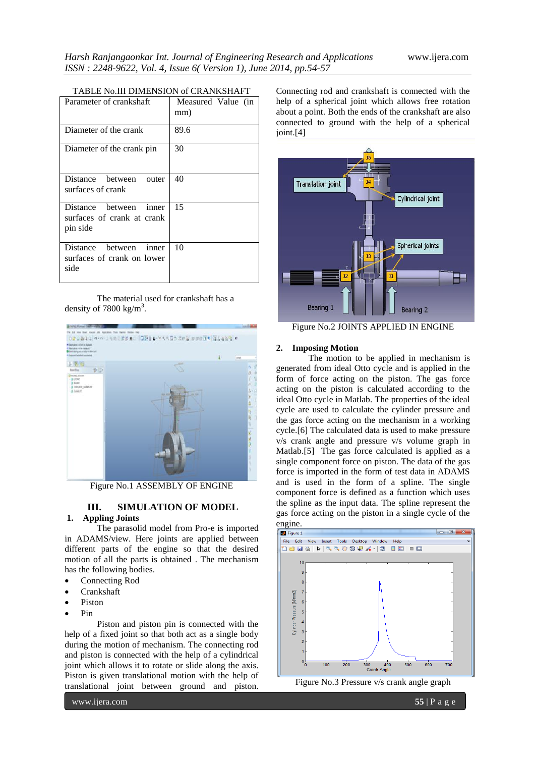TABLE No.III DIMENSION of CRANKSHAFT

| Parameter of crankshaft | Measured Value (in mm) |
|---|---|
| Diameter of the crank | 89.6 |
| Diameter of the crank pin | 30 |
| Distance between outer surfaces of crank | 40 |
| Distance between inner surfaces of crank at crank pin side | 15 |
| Distance between inner surfaces of crank on lower side | 10 |

The material used for crankshaft has a density of 7800 $kg/m^3$.

Figure No.1 ASSEMBLY OF ENGINE

## III. SIMULATION OF MODEL

### 1. Appling Joints

The parasolid model from Pro-e is imported in ADAMS/view. Here joints are applied between different parts of the engine so that the desired motion of all the parts is obtained . The mechanism has the following bodies.

- Connecting Rod
- Crankshaft
- Piston
- Pin

Piston and piston pin is connected with the help of a fixed joint so that both act as a single body during the motion of mechanism. The connecting rod and piston is connected with the help of a cylindrical joint which allows it to rotate or slide along the axis. Piston is given translational motion with the help of translational joint between ground and piston. Connecting rod and crankshaft is connected with the help of a spherical joint which allows free rotation about a point. Both the ends of the crankshaft are also connected to ground with the help of a spherical joint.[4]

J5
Translation joint
J4
Cylindrical joint
Spherical joints
J3
J2
J1
Bearing 1
Bearing 2

Figure No.2 JOINTS APPLIED IN ENGINE

### 2. Imposing Motion

The motion to be applied in mechanism is generated from ideal Otto cycle and is applied in the form of force acting on the piston. The gas force acting on the piston is calculated according to the ideal Otto cycle in Matlab. The properties of the ideal cycle are used to calculate the cylinder pressure and the gas force acting on the mechanism in a working cycle.[6] The calculated data is used to make pressure v/s crank angle and pressure v/s volume graph in Matlab.[5] The gas force calculated is applied as a single component force on piston. The data of the gas force is imported in the form of test data in ADAMS and is used in the form of a spline. The single component force is defined as a function which uses the spline as the input data. The spline represent the gas force acting on the piston in a single cycle of the engine.

Figure 1
File Edit View Insert Tools Desktop Window Help
Cylinder Pressure (N/mm2)
0 1 2 3 4 5 6 7 8 9 10
0 100 200 300 400 500 600 700
Crank Angle

Figure No.3 Pressure v/s crank angle graph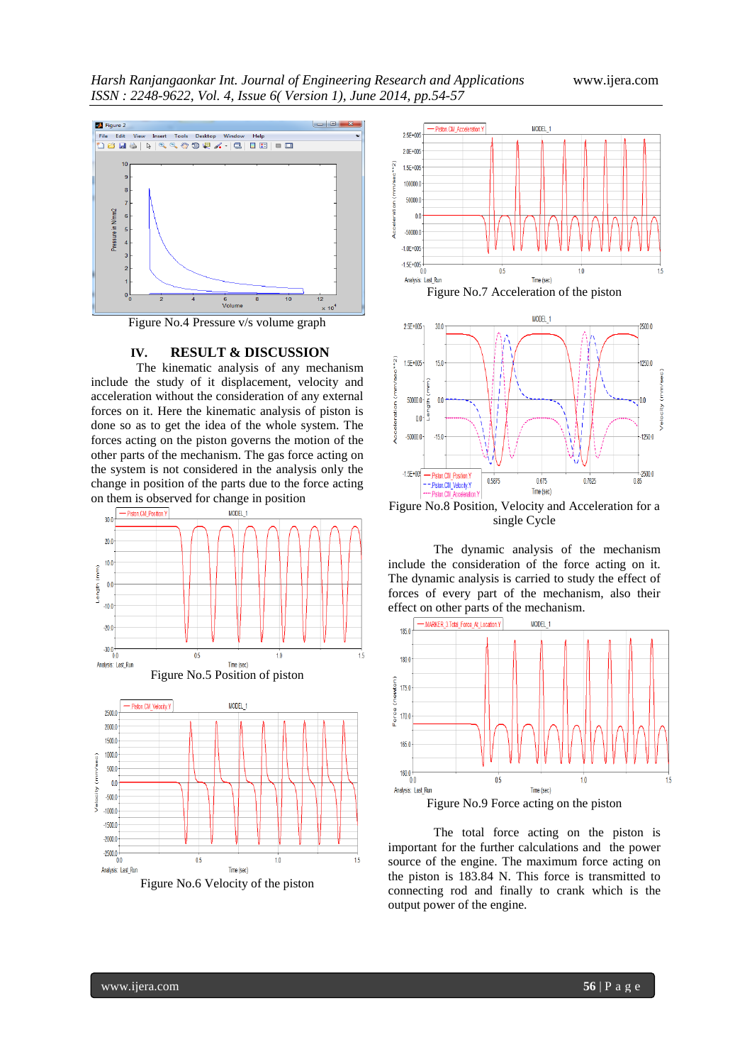Figure No.4 Pressure v/s volume graph

## IV. RESULT & DISCUSSION

The kinematic analysis of any mechanism include the study of it displacement, velocity and acceleration without the consideration of any external forces on it. Here the kinematic analysis of piston is done so as to get the idea of the whole system. The forces acting on the piston governs the motion of the other parts of the mechanism. The gas force acting on the system is not considered in the analysis only the change in position of the parts due to the force acting on them is observed for change in position

Figure No.5 Position of piston

Figure No.6 Velocity of the piston

Figure No.7 Acceleration of the piston

Figure No.8 Position, Velocity and Acceleration for a single Cycle

The dynamic analysis of the mechanism include the consideration of the force acting on it. The dynamic analysis is carried to study the effect of forces of every part of the mechanism, also their effect on other parts of the mechanism.

Figure No.9 Force acting on the piston

The total force acting on the piston is important for the further calculations and the power source of the engine. The maximum force acting on the piston is 183.84 N. This force is transmitted to connecting rod and finally to crank which is the output power of the engine.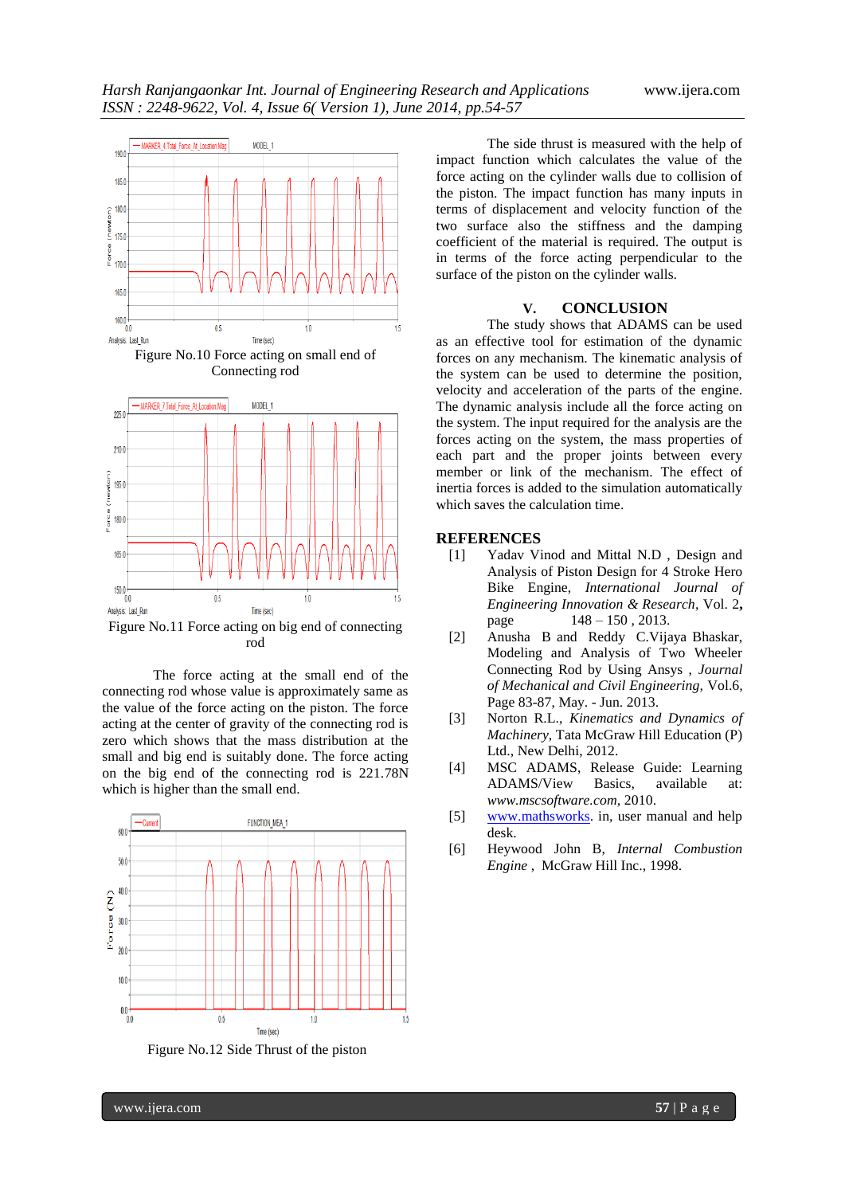MARKER_4.Total_Force_At_Location.Mag

MODEL_1

190.0

185.0

180.0

175.0

170.0

165.0

160.0

Force (newton)

0.0

0.5

1.0

1.5

Time (sec)

Analysis: Last_Run

Figure No.10 Force acting on small end of Connecting rod

MARKER_7.Total_Force_At_Location.Mag

MODEL_1

225.0

210.0

195.0

180.0

165.0

150.0

Force (newton)

0.0

0.5

1.0

1.5

Time (sec)

Analysis: Last_Run

Figure No.11 Force acting on big end of connecting rod

The force acting at the small end of the connecting rod whose value is approximately same as the value of the force acting on the piston. The force acting at the center of gravity of the connecting rod is zero which shows that the mass distribution at the small and big end is suitably done. The force acting on the big end of the connecting rod is 221.78N which is higher than the small end.

Current

FUNCTION_MEA_1

60.0

50.0

40.0

30.0

20.0

10.0

0.0

Force (N)

0.0

0.5

1.0

1.5

Time (sec)

Figure No.12 Side Thrust of the piston

The side thrust is measured with the help of impact function which calculates the value of the force acting on the cylinder walls due to collision of the piston. The impact function has many inputs in terms of displacement and velocity function of the two surface also the stiffness and the damping coefficient of the material is required. The output is in terms of the force acting perpendicular to the surface of the piston on the cylinder walls.

## V. CONCLUSION

The study shows that ADAMS can be used as an effective tool for estimation of the dynamic forces on any mechanism. The kinematic analysis of the system can be used to determine the position, velocity and acceleration of the parts of the engine. The dynamic analysis include all the force acting on the system. The input required for the analysis are the forces acting on the system, the mass properties of each part and the proper joints between every member or link of the mechanism. The effect of inertia forces is added to the simulation automatically which saves the calculation time.

## REFERENCES

[1] Yadav Vinod and Mittal N.D , Design and Analysis of Piston Design for 4 Stroke Hero Bike Engine, *International Journal of Engineering Innovation & Research*, Vol. 2**,** page 148 – 150 , 2013.

[2] Anusha B and Reddy C.Vijaya Bhaskar, Modeling and Analysis of Two Wheeler Connecting Rod by Using Ansys , *Journal of Mechanical and Civil Engineering*, Vol.6, Page 83-87, May. - Jun. 2013.

[3] Norton R.L., *Kinematics and Dynamics of Machinery*, Tata McGraw Hill Education (P) Ltd., New Delhi, 2012.

[4] MSC ADAMS, Release Guide: Learning ADAMS/View Basics, available at: *www.mscsoftware.com*, 2010.

[5] www.mathsworks. in, user manual and help desk.

[6] Heywood John B, *Internal Combustion Engine* , McGraw Hill Inc., 1998.